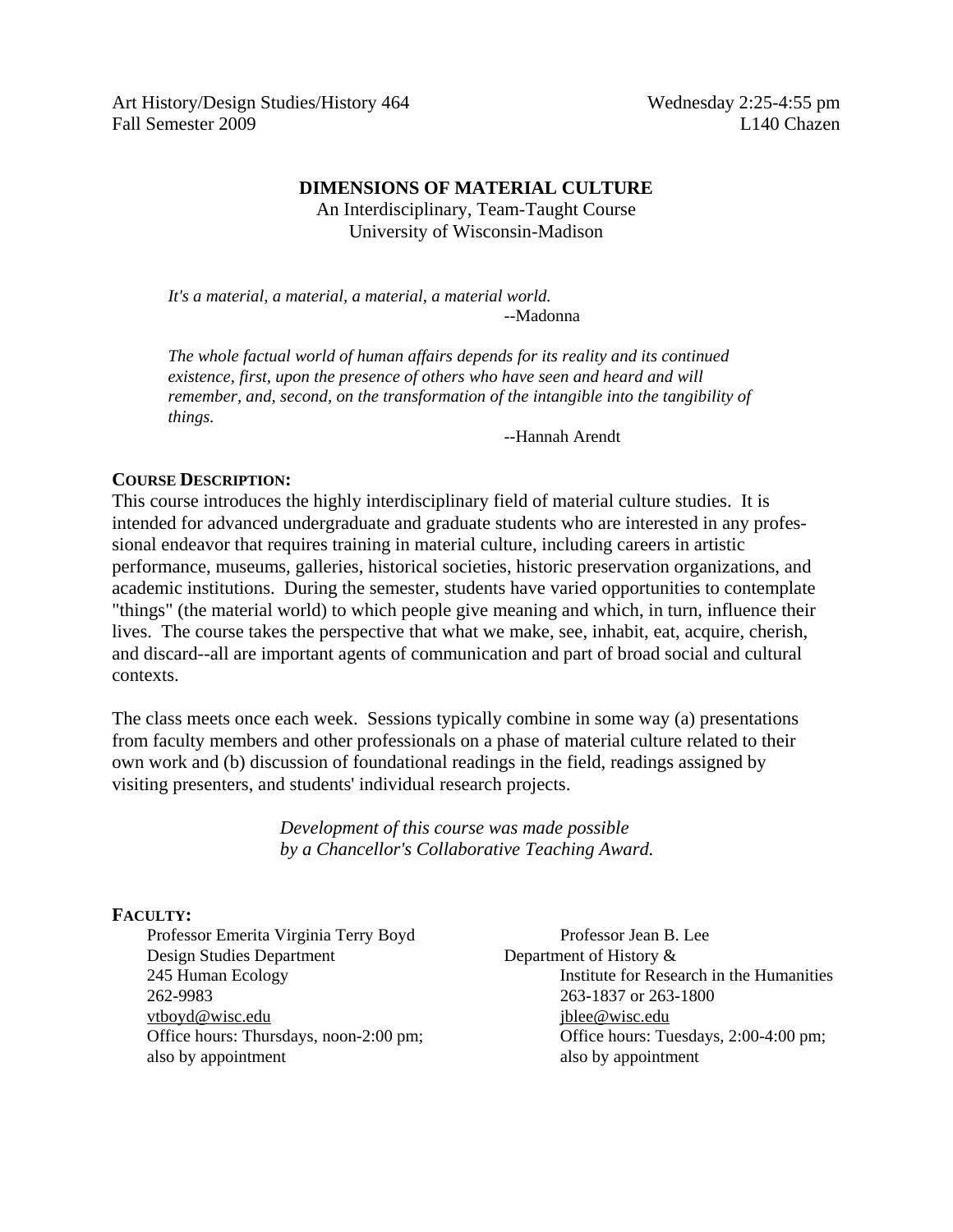Art History/Design Studies/History 464
Fall Semester 2009

Wednesday 2:25-4:55 pm
L140 Chazen

# DIMENSIONS OF MATERIAL CULTURE

An Interdisciplinary, Team-Taught Course
University of Wisconsin-Madison

*It's a material, a material, a material, a material world.*
--Madonna

*The whole factual world of human affairs depends for its reality and its continued existence, first, upon the presence of others who have seen and heard and will remember, and, second, on the transformation of the intangible into the tangibility of things.*
--Hannah Arendt

## COURSE DESCRIPTION:

This course introduces the highly interdisciplinary field of material culture studies. It is intended for advanced undergraduate and graduate students who are interested in any professional endeavor that requires training in material culture, including careers in artistic performance, museums, galleries, historical societies, historic preservation organizations, and academic institutions. During the semester, students have varied opportunities to contemplate "things" (the material world) to which people give meaning and which, in turn, influence their lives. The course takes the perspective that what we make, see, inhabit, eat, acquire, cherish, and discard--all are important agents of communication and part of broad social and cultural contexts.

The class meets once each week. Sessions typically combine in some way (a) presentations from faculty members and other professionals on a phase of material culture related to their own work and (b) discussion of foundational readings in the field, readings assigned by visiting presenters, and students' individual research projects.

*Development of this course was made possible by a Chancellor's Collaborative Teaching Award.*

## FACULTY:

Professor Emerita Virginia Terry Boyd
Design Studies Department
245 Human Ecology
262-9983
vtboyd@wisc.edu
Office hours: Thursdays, noon-2:00 pm; also by appointment

Professor Jean B. Lee
Department of History & Institute for Research in the Humanities
263-1837 or 263-1800
jblee@wisc.edu
Office hours: Tuesdays, 2:00-4:00 pm; also by appointment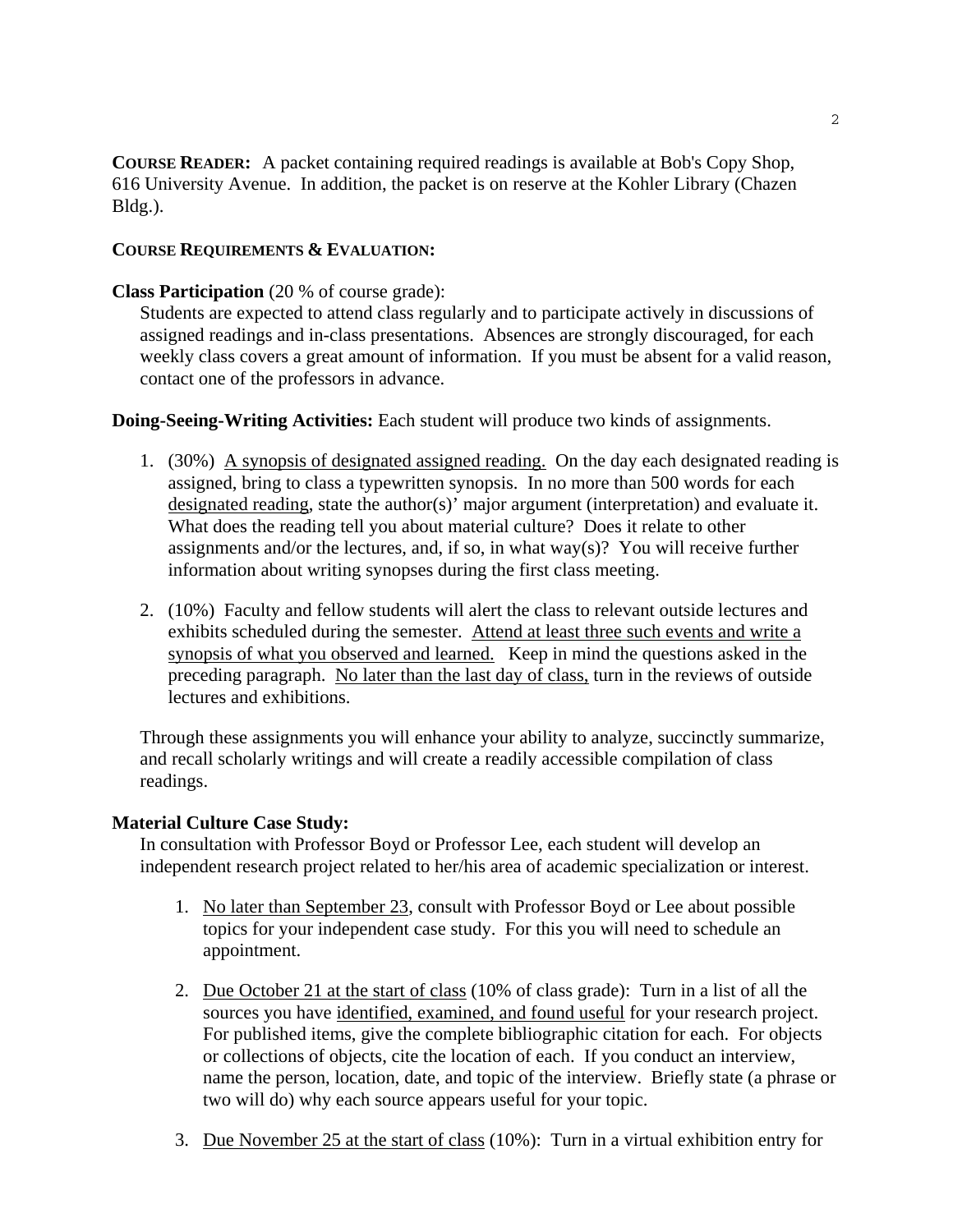**COURSE READER:** A packet containing required readings is available at Bob's Copy Shop, 616 University Avenue. In addition, the packet is on reserve at the Kohler Library (Chazen Bldg.).

**COURSE REQUIREMENTS & EVALUATION:**

**Class Participation** (20 % of course grade):

Students are expected to attend class regularly and to participate actively in discussions of assigned readings and in-class presentations. Absences are strongly discouraged, for each weekly class covers a great amount of information. If you must be absent for a valid reason, contact one of the professors in advance.

**Doing-Seeing-Writing Activities:** Each student will produce two kinds of assignments.

1. (30%) A synopsis of designated assigned reading. On the day each designated reading is assigned, bring to class a typewritten synopsis. In no more than 500 words for each designated reading, state the author(s)' major argument (interpretation) and evaluate it. What does the reading tell you about material culture? Does it relate to other assignments and/or the lectures, and, if so, in what way(s)? You will receive further information about writing synopses during the first class meeting.

2. (10%) Faculty and fellow students will alert the class to relevant outside lectures and exhibits scheduled during the semester. Attend at least three such events and write a synopsis of what you observed and learned. Keep in mind the questions asked in the preceding paragraph. No later than the last day of class, turn in the reviews of outside lectures and exhibitions.

Through these assignments you will enhance your ability to analyze, succinctly summarize, and recall scholarly writings and will create a readily accessible compilation of class readings.

**Material Culture Case Study:**

In consultation with Professor Boyd or Professor Lee, each student will develop an independent research project related to her/his area of academic specialization or interest.

1. No later than September 23, consult with Professor Boyd or Lee about possible topics for your independent case study. For this you will need to schedule an appointment.

2. Due October 21 at the start of class (10% of class grade): Turn in a list of all the sources you have identified, examined, and found useful for your research project. For published items, give the complete bibliographic citation for each. For objects or collections of objects, cite the location of each. If you conduct an interview, name the person, location, date, and topic of the interview. Briefly state (a phrase or two will do) why each source appears useful for your topic.

3. Due November 25 at the start of class (10%): Turn in a virtual exhibition entry for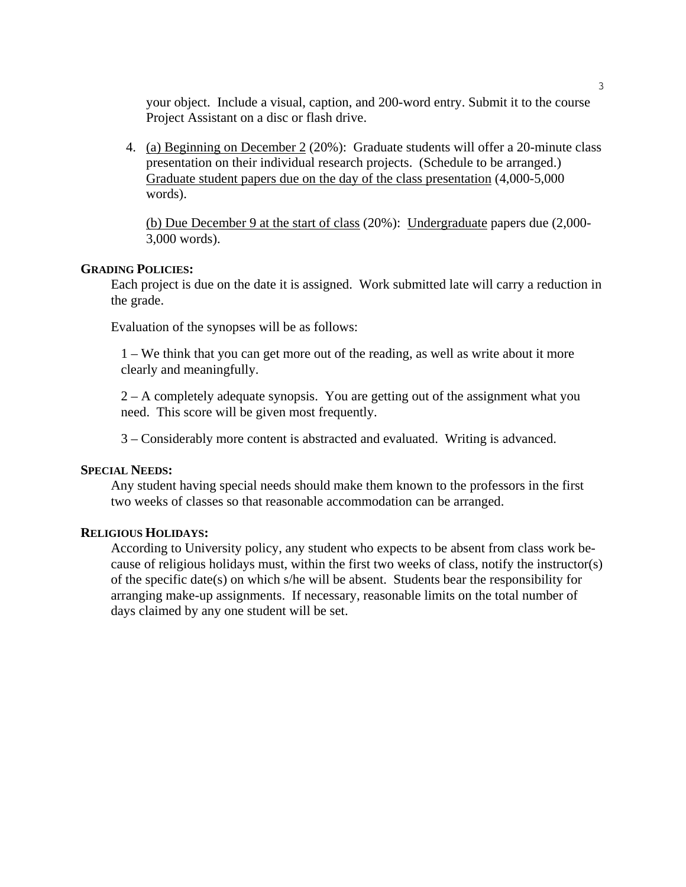your object. Include a visual, caption, and 200-word entry. Submit it to the course Project Assistant on a disc or flash drive.

4. <u>(a) Beginning on December 2</u> (20%): Graduate students will offer a 20-minute class presentation on their individual research projects. (Schedule to be arranged.) <u>Graduate student papers due on the day of the class presentation</u> (4,000-5,000 words).

   <u>(b) Due December 9 at the start of class</u> (20%): <u>Undergraduate</u> papers due (2,000-3,000 words).

**GRADING POLICIES:**

Each project is due on the date it is assigned. Work submitted late will carry a reduction in the grade.

Evaluation of the synopses will be as follows:

1 – We think that you can get more out of the reading, as well as write about it more clearly and meaningfully.

2 – A completely adequate synopsis. You are getting out of the assignment what you need. This score will be given most frequently.

3 – Considerably more content is abstracted and evaluated. Writing is advanced.

**SPECIAL NEEDS:**

Any student having special needs should make them known to the professors in the first two weeks of classes so that reasonable accommodation can be arranged.

**RELIGIOUS HOLIDAYS:**

According to University policy, any student who expects to be absent from class work because of religious holidays must, within the first two weeks of class, notify the instructor(s) of the specific date(s) on which s/he will be absent. Students bear the responsibility for arranging make-up assignments. If necessary, reasonable limits on the total number of days claimed by any one student will be set.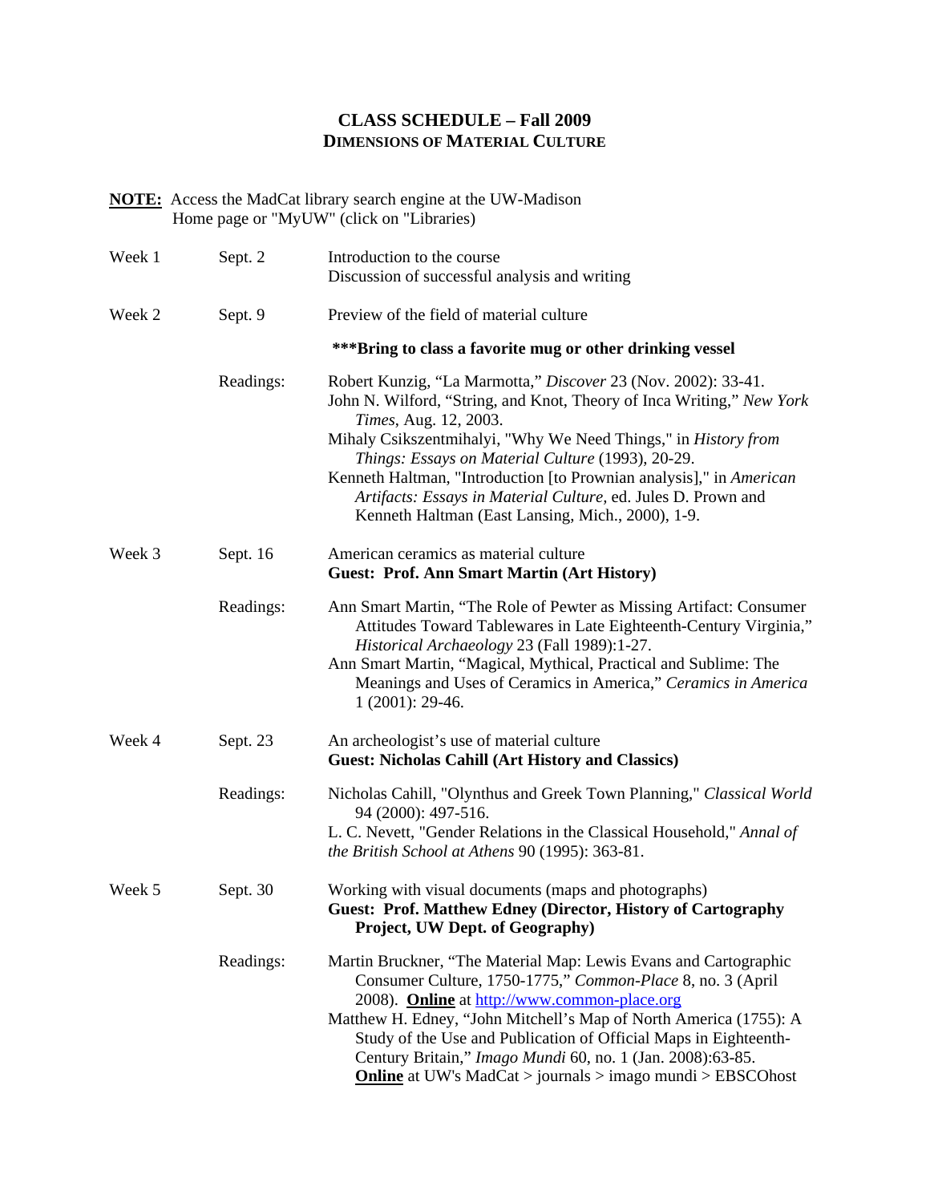# CLASS SCHEDULE – Fall 2009
## DIMENSIONS OF MATERIAL CULTURE

**NOTE:** Access the MadCat library search engine at the UW-Madison Home page or "MyUW" (click on "Libraries)

| | | |
|---|---|---|
| Week 1 | Sept. 2 | Introduction to the course<br>Discussion of successful analysis and writing |
| Week 2 | Sept. 9 | Preview of the field of material culture<br><br>**\*\*\*Bring to class a favorite mug or other drinking vessel** |
| | Readings: | Robert Kunzig, "La Marmotta," *Discover* 23 (Nov. 2002): 33-41.<br>John N. Wilford, "String, and Knot, Theory of Inca Writing," *New York Times*, Aug. 12, 2003.<br>Mihaly Csikszentmihalyi, "Why We Need Things," in *History from Things: Essays on Material Culture* (1993), 20-29.<br>Kenneth Haltman, "Introduction [to Prownian analysis]," in *American Artifacts: Essays in Material Culture*, ed. Jules D. Prown and Kenneth Haltman (East Lansing, Mich., 2000), 1-9. |
| Week 3 | Sept. 16 | American ceramics as material culture<br>**Guest: Prof. Ann Smart Martin (Art History)** |
| | Readings: | Ann Smart Martin, "The Role of Pewter as Missing Artifact: Consumer Attitudes Toward Tablewares in Late Eighteenth-Century Virginia," *Historical Archaeology* 23 (Fall 1989):1-27.<br>Ann Smart Martin, "Magical, Mythical, Practical and Sublime: The Meanings and Uses of Ceramics in America," *Ceramics in America* 1 (2001): 29-46. |
| Week 4 | Sept. 23 | An archeologist's use of material culture<br>**Guest: Nicholas Cahill (Art History and Classics)** |
| | Readings: | Nicholas Cahill, "Olynthus and Greek Town Planning," *Classical World* 94 (2000): 497-516.<br>L. C. Nevett, "Gender Relations in the Classical Household," *Annal of the British School at Athens* 90 (1995): 363-81. |
| Week 5 | Sept. 30 | Working with visual documents (maps and photographs)<br>**Guest: Prof. Matthew Edney (Director, History of Cartography Project, UW Dept. of Geography)** |
| | Readings: | Martin Bruckner, "The Material Map: Lewis Evans and Cartographic Consumer Culture, 1750-1775," *Common-Place* 8, no. 3 (April 2008). **Online** at http://www.common-place.org<br>Matthew H. Edney, "John Mitchell's Map of North America (1755): A Study of the Use and Publication of Official Maps in Eighteenth-Century Britain," *Imago Mundi* 60, no. 1 (Jan. 2008):63-85. **Online** at UW's MadCat > journals > imago mundi > EBSCOhost |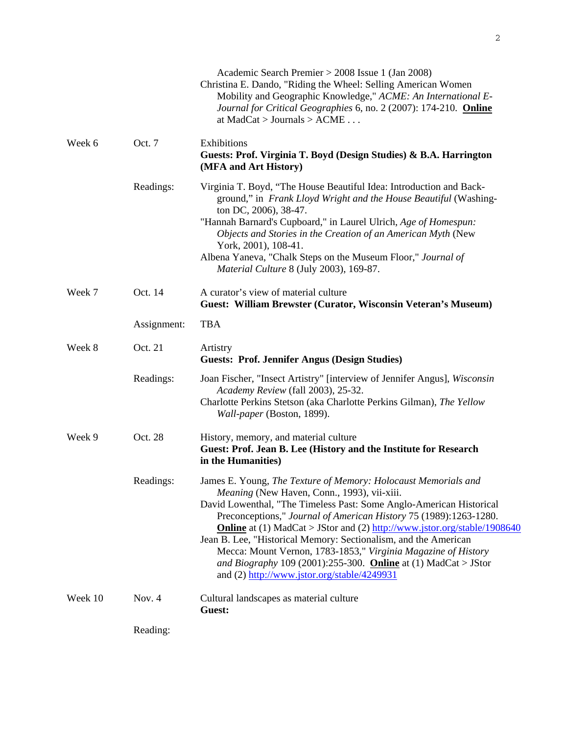Academic Search Premier > 2008 Issue 1 (Jan 2008)
Christina E. Dando, "Riding the Wheel: Selling American Women Mobility and Geographic Knowledge," *ACME: An International E-Journal for Critical Geographies* 6, no. 2 (2007): 174-210. **Online** at MadCat > Journals > ACME . . .

| | | |
|---|---|---|
| Week 6 | Oct. 7 | Exhibitions<br>**Guests: Prof. Virginia T. Boyd (Design Studies) & B.A. Harrington (MFA and Art History)** |
| | Readings: | Virginia T. Boyd, "The House Beautiful Idea: Introduction and Background," in *Frank Lloyd Wright and the House Beautiful* (Washington DC, 2006), 38-47.<br>"Hannah Barnard's Cupboard," in Laurel Ulrich, *Age of Homespun: Objects and Stories in the Creation of an American Myth* (New York, 2001), 108-41.<br>Albena Yaneva, "Chalk Steps on the Museum Floor," *Journal of Material Culture* 8 (July 2003), 169-87. |
| Week 7 | Oct. 14 | A curator's view of material culture<br>**Guest: William Brewster (Curator, Wisconsin Veteran's Museum)** |
| | Assignment: | TBA |
| Week 8 | Oct. 21 | Artistry<br>**Guests: Prof. Jennifer Angus (Design Studies)** |
| | Readings: | Joan Fischer, "Insect Artistry" [interview of Jennifer Angus], *Wisconsin Academy Review* (fall 2003), 25-32.<br>Charlotte Perkins Stetson (aka Charlotte Perkins Gilman), *The Yellow Wall-paper* (Boston, 1899). |
| Week 9 | Oct. 28 | History, memory, and material culture<br>**Guest: Prof. Jean B. Lee (History and the Institute for Research in the Humanities)** |
| | Readings: | James E. Young, *The Texture of Memory: Holocaust Memorials and Meaning* (New Haven, Conn., 1993), vii-xiii.<br>David Lowenthal, "The Timeless Past: Some Anglo-American Historical Preconceptions," *Journal of American History* 75 (1989):1263-1280. **Online** at (1) MadCat > JStor and (2) http://www.jstor.org/stable/1908640<br>Jean B. Lee, "Historical Memory: Sectionalism, and the American Mecca: Mount Vernon, 1783-1853," *Virginia Magazine of History and Biography* 109 (2001):255-300. **Online** at (1) MadCat > JStor and (2) http://www.jstor.org/stable/4249931 |
| Week 10 | Nov. 4 | Cultural landscapes as material culture<br>**Guest:** |
| | Reading: | |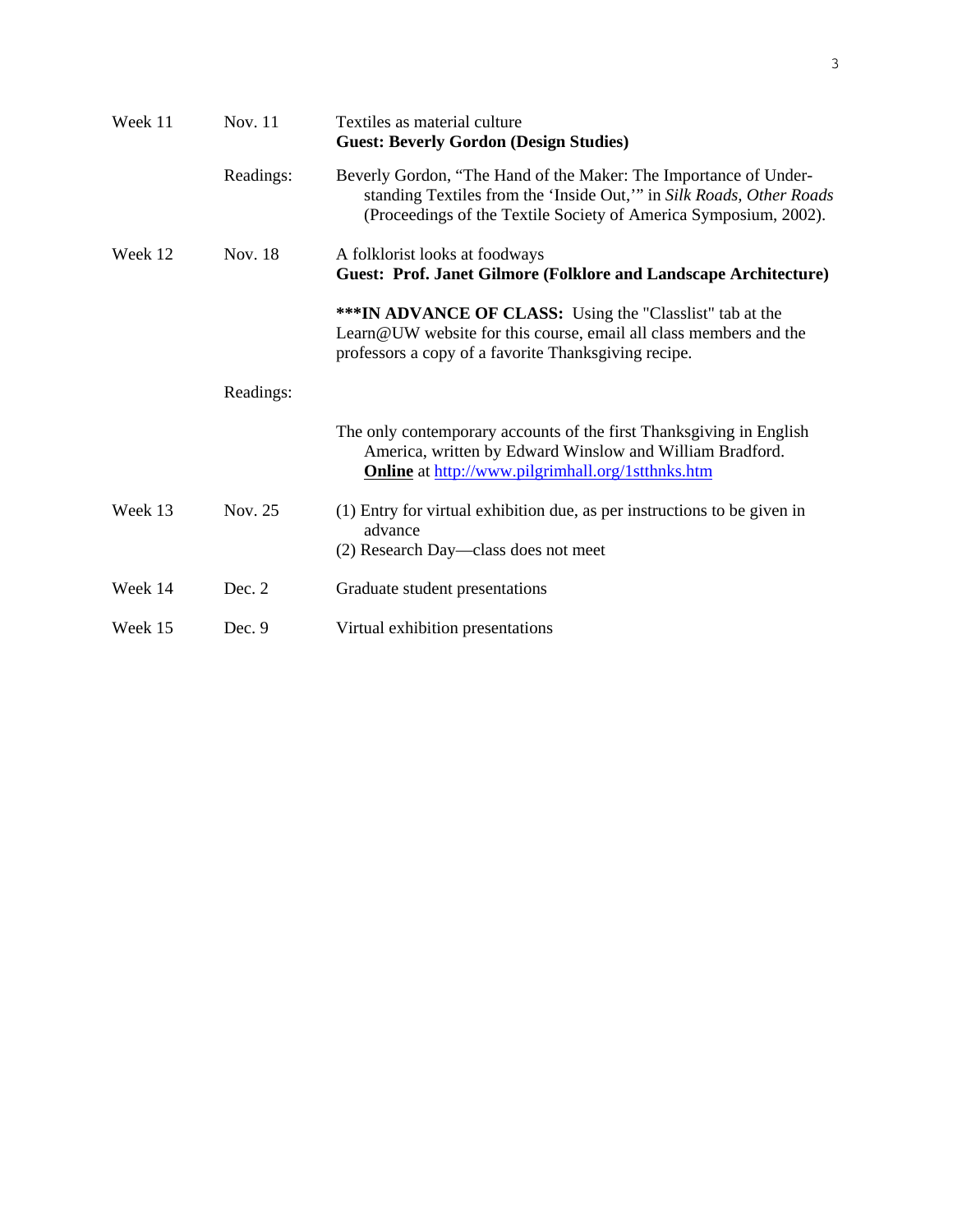| | | |
|---|---|---|
| Week 11 | Nov. 11 | Textiles as material culture<br>**Guest: Beverly Gordon (Design Studies)** |
| | Readings: | Beverly Gordon, "The Hand of the Maker: The Importance of Understanding Textiles from the 'Inside Out,'" in *Silk Roads, Other Roads* (Proceedings of the Textile Society of America Symposium, 2002). |
| Week 12 | Nov. 18 | A folklorist looks at foodways<br>**Guest: Prof. Janet Gilmore (Folklore and Landscape Architecture)**<br><br>**\*\*\*IN ADVANCE OF CLASS:** Using the "Classlist" tab at the Learn@UW website for this course, email all class members and the professors a copy of a favorite Thanksgiving recipe. |
| | Readings: | The only contemporary accounts of the first Thanksgiving in English America, written by Edward Winslow and William Bradford. **Online** at http://www.pilgrimhall.org/1stthnks.htm |
| Week 13 | Nov. 25 | (1) Entry for virtual exhibition due, as per instructions to be given in advance<br>(2) Research Day—class does not meet |
| Week 14 | Dec. 2 | Graduate student presentations |
| Week 15 | Dec. 9 | Virtual exhibition presentations |